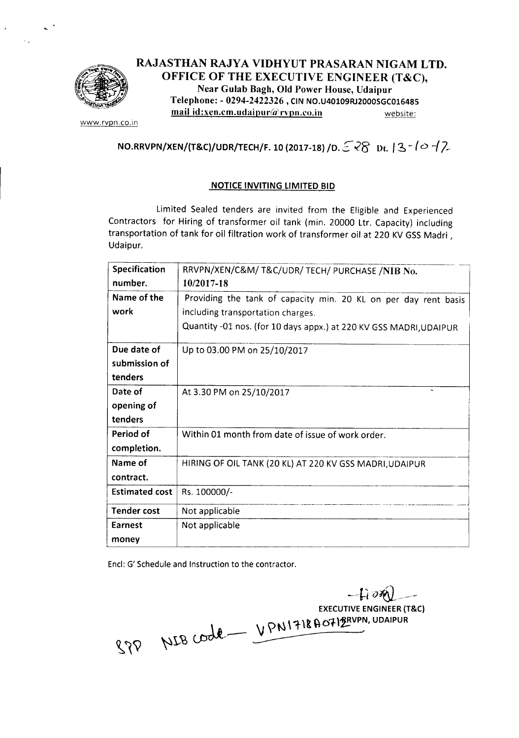# RAJASTHAN RAJYA VIDHYUT PRASARAN NIGAM LTD.

## OFFICE OF THE EXECUTIVE ENGINEER (T&C),

**Near Gulab Bagh, Old Power House, Udaipur**
**Telephone: - 0294-2422326 , CIN NO.U40109RJ2000SGC016485**
**mail id:xen.cm.udaipur@rvpn.co.in** website:

www.rvpn.co.in

**NO.RRVPN/XEN/(T&C)/UDR/TECH/F. 10 (2017-18) /D. 528 Dt. 13-10-17**

**NOTICE INVITING LIMITED BID**

Limited Sealed tenders are invited from the Eligible and Experienced Contractors for Hiring of transformer oil tank (min. 20000 Ltr. Capacity) including transportation of tank for oil filtration work of transformer oil at 220 KV GSS Madri , Udaipur.

| **Specification number.** | RRVPN/XEN/C&M/ T&C/UDR/ TECH/ PURCHASE /**NIB No. 10/2017-18** |
|---|---|
| **Name of the work** | Providing the tank of capacity min. 20 KL on per day rent basis including transportation charges. Quantity -01 nos. (for 10 days appx.) at 220 KV GSS MADRI,UDAIPUR |
| **Due date of submission of tenders** | Up to 03.00 PM on 25/10/2017 |
| **Date of opening of tenders** | At 3.30 PM on 25/10/2017 |
| **Period of completion.** | Within 01 month from date of issue of work order. |
| **Name of contract.** | HIRING OF OIL TANK (20 KL) AT 220 KV GSS MADRI,UDAIPUR |
| **Estimated cost** | Rs. 100000/- |
| **Tender cost** | Not applicable |
| **Earnest money** | Not applicable |

Encl: G' Schedule and Instruction to the contractor.

**EXECUTIVE ENGINEER (T&C)**
**RVPN, UDAIPUR**

SPP NIB code — VPN1718A0712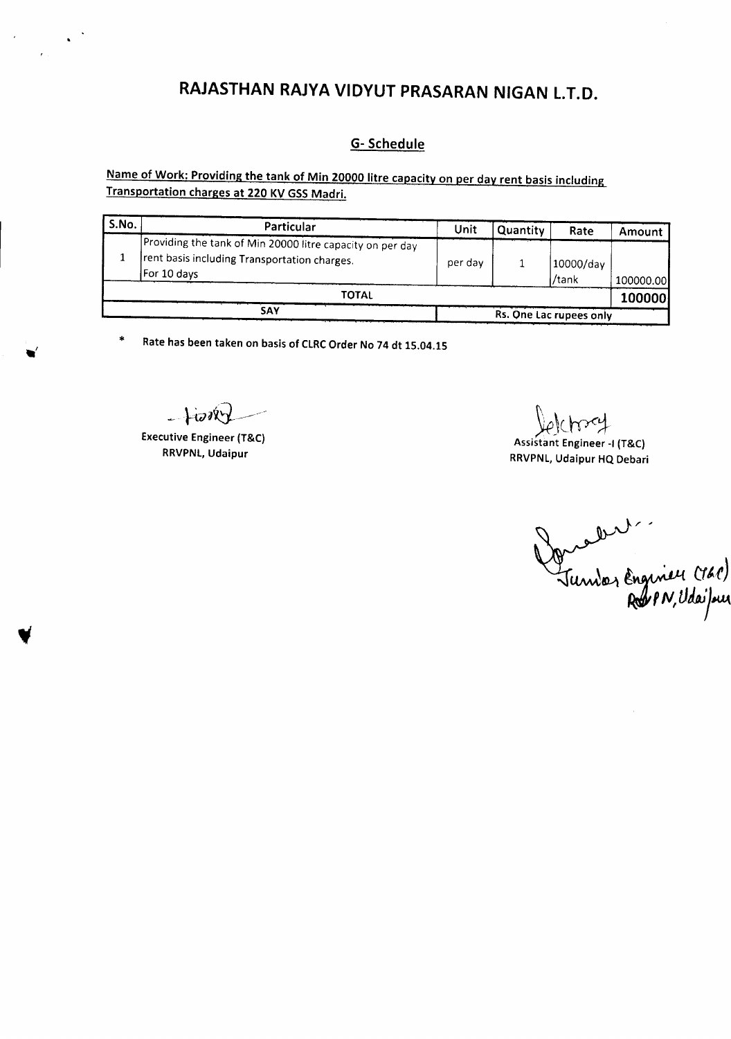# RAJASTHAN RAJYA VIDYUT PRASARAN NIGAN L.T.D.

## G- Schedule

**Name of Work: Providing the tank of Min 20000 litre capacity on per day rent basis including Transportation charges at 220 KV GSS Madri.**

| S.No. | Particular | Unit | Quantity | Rate | Amount |
|---|---|---|---|---|---|
| 1 | Providing the tank of Min 20000 litre capacity on per day rent basis including Transportation charges. For 10 days | per day | 1 | 10000/day /tank | 100000.00 |
| TOTAL | | | | | **100000** |
| SAY | | Rs. One Lac rupees only | | | |

\* **Rate has been taken on basis of CLRC Order No 74 dt 15.04.15**

**Executive Engineer (T&C)**
**RRVPNL, Udaipur**

**Assistant Engineer -I (T&C)**
**RRVPNL, Udaipur HQ Debari**

Junior Engineer (T&C)
RRVPN, Udaipur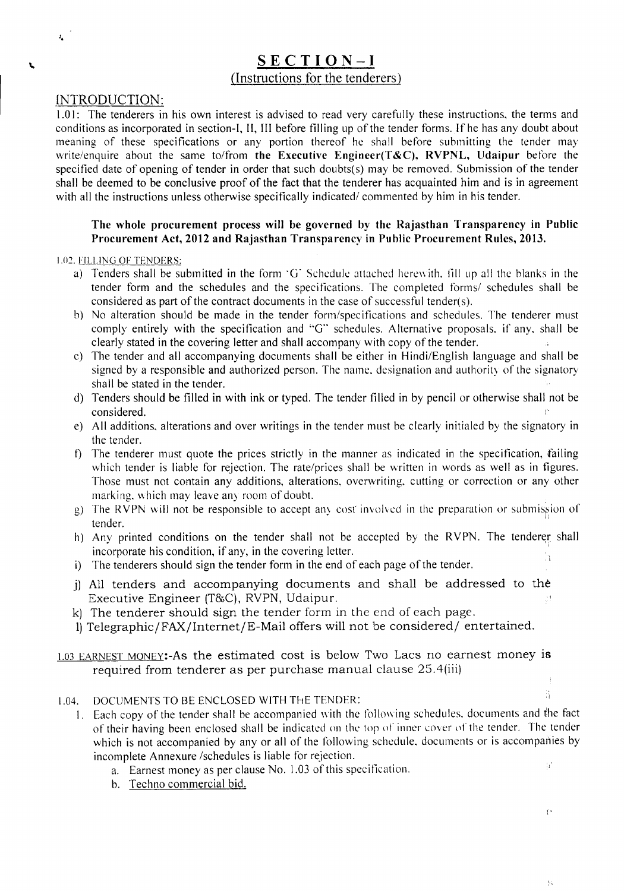## SECTION – I
### (Instructions for the tenderers)

### INTRODUCTION:

1.01: The tenderers in his own interest is advised to read very carefully these instructions, the terms and conditions as incorporated in section-I, II, III before filling up of the tender forms. If he has any doubt about meaning of these specifications or any portion thereof he shall before submitting the tender may write/enquire about the same to/from **the Executive Engineer(T&C), RVPNL, Udaipur** before the specified date of opening of tender in order that such doubts(s) may be removed. Submission of the tender shall be deemed to be conclusive proof of the fact that the tenderer has acquainted him and is in agreement with all the instructions unless otherwise specifically indicated/ commented by him in his tender.

**The whole procurement process will be governed by the Rajasthan Transparency in Public Procurement Act, 2012 and Rajasthan Transparency in Public Procurement Rules, 2013.**

1.02. FILLING OF TENDERS:

a) Tenders shall be submitted in the form 'G' Schedule attached herewith, fill up all the blanks in the tender form and the schedules and the specifications. The completed forms/ schedules shall be considered as part of the contract documents in the case of successful tender(s).
b) No alteration should be made in the tender form/specifications and schedules. The tenderer must comply entirely with the specification and "G" schedules. Alternative proposals, if any, shall be clearly stated in the covering letter and shall accompany with copy of the tender.
c) The tender and all accompanying documents shall be either in Hindi/English language and shall be signed by a responsible and authorized person. The name, designation and authority of the signatory shall be stated in the tender.
d) Tenders should be filled in with ink or typed. The tender filled in by pencil or otherwise shall not be considered.
e) All additions, alterations and over writings in the tender must be clearly initialed by the signatory in the tender.
f) The tenderer must quote the prices strictly in the manner as indicated in the specification, failing which tender is liable for rejection. The rate/prices shall be written in words as well as in figures. Those must not contain any additions, alterations, overwriting, cutting or correction or any other marking, which may leave any room of doubt.
g) The RVPN will not be responsible to accept any cost involved in the preparation or submission of tender.
h) Any printed conditions on the tender shall not be accepted by the RVPN. The tenderer shall incorporate his condition, if any, in the covering letter.
i) The tenderers should sign the tender form in the end of each page of the tender.
j) All tenders and accompanying documents and shall be addressed to the Executive Engineer (T&C), RVPN, Udaipur.
k) The tenderer should sign the tender form in the end of each page.
l) Telegraphic/FAX/Internet/E-Mail offers will not be considered/ entertained.

1.03 EARNEST MONEY:-As the estimated cost is below Two Lacs no earnest money is required from tenderer as per purchase manual clause 25.4(iii)

1.04. DOCUMENTS TO BE ENCLOSED WITH THE TENDER:

1. Each copy of the tender shall be accompanied with the following schedules, documents and the fact of their having been enclosed shall be indicated on the top of inner cover of the tender. The tender which is not accompanied by any or all of the following schedule, documents or is accompanies by incomplete Annexure /schedules is liable for rejection.
   a. Earnest money as per clause No. 1.03 of this specification.
   b. Techno commercial bid.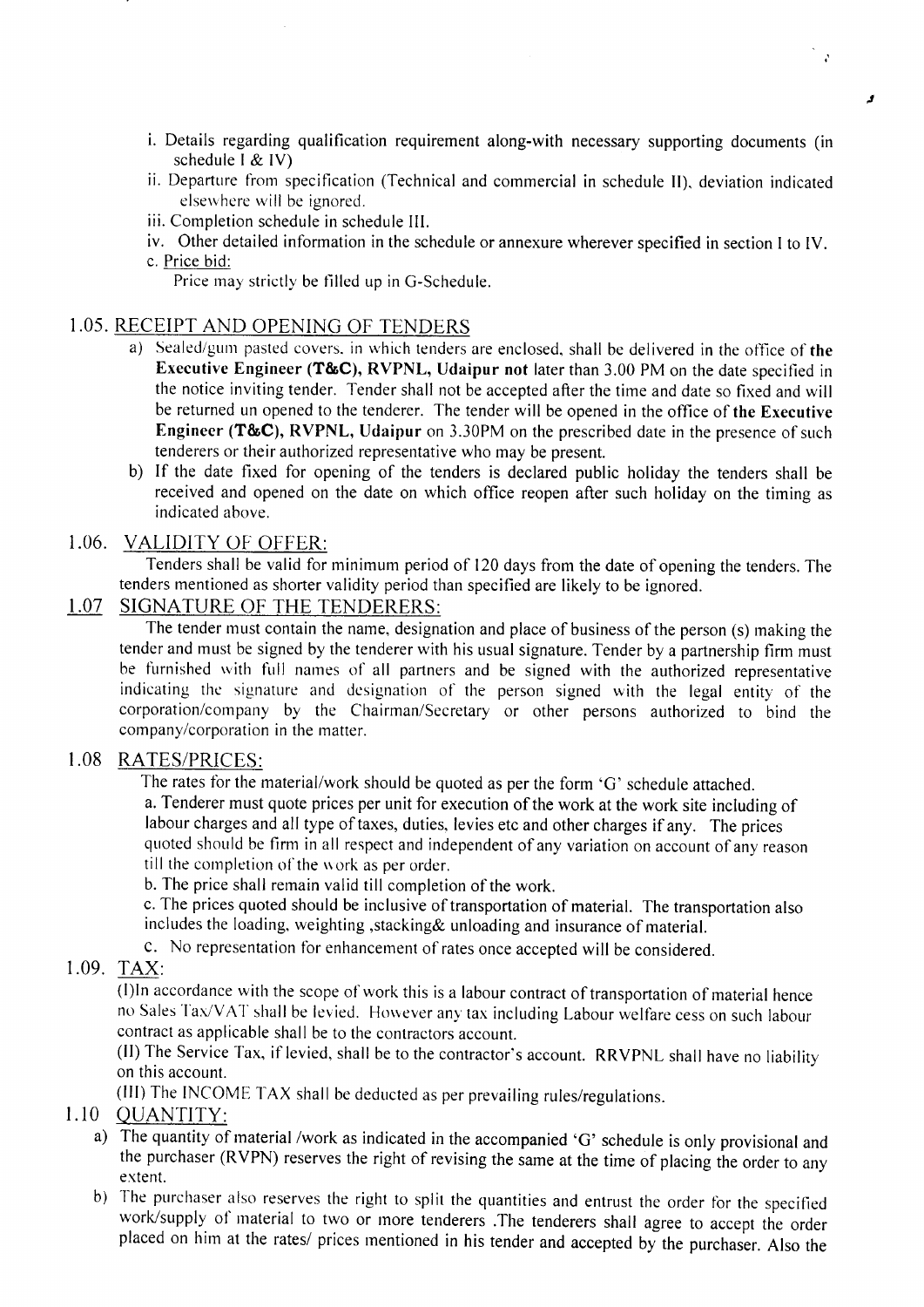i. Details regarding qualification requirement along-with necessary supporting documents (in schedule I & IV)

ii. Departure from specification (Technical and commercial in schedule II), deviation indicated elsewhere will be ignored.

iii. Completion schedule in schedule III.

iv. Other detailed information in the schedule or annexure wherever specified in section I to IV.

c. Price bid:

Price may strictly be filled up in G-Schedule.

## 1.05. RECEIPT AND OPENING OF TENDERS

a) Sealed/gum pasted covers, in which tenders are enclosed, shall be delivered in the office of **the Executive Engineer (T&C), RVPNL, Udaipur not** later than 3.00 PM on the date specified in the notice inviting tender. Tender shall not be accepted after the time and date so fixed and will be returned un opened to the tenderer. The tender will be opened in the office of **the Executive Engineer (T&C), RVPNL, Udaipur** on 3.30PM on the prescribed date in the presence of such tenderers or their authorized representative who may be present.

b) If the date fixed for opening of the tenders is declared public holiday the tenders shall be received and opened on the date on which office reopen after such holiday on the timing as indicated above.

## 1.06. VALIDITY OF OFFER:

Tenders shall be valid for minimum period of 120 days from the date of opening the tenders. The tenders mentioned as shorter validity period than specified are likely to be ignored.

## 1.07 SIGNATURE OF THE TENDERERS:

The tender must contain the name, designation and place of business of the person (s) making the tender and must be signed by the tenderer with his usual signature. Tender by a partnership firm must be furnished with full names of all partners and be signed with the authorized representative indicating the signature and designation of the person signed with the legal entity of the corporation/company by the Chairman/Secretary or other persons authorized to bind the company/corporation in the matter.

## 1.08 RATES/PRICES:

The rates for the material/work should be quoted as per the form 'G' schedule attached.

a. Tenderer must quote prices per unit for execution of the work at the work site including of labour charges and all type of taxes, duties, levies etc and other charges if any. The prices quoted should be firm in all respect and independent of any variation on account of any reason till the completion of the work as per order.

b. The price shall remain valid till completion of the work.

c. The prices quoted should be inclusive of transportation of material. The transportation also includes the loading, weighting ,stacking& unloading and insurance of material.

c. No representation for enhancement of rates once accepted will be considered.

## 1.09. TAX:

(I)In accordance with the scope of work this is a labour contract of transportation of material hence no Sales Tax/VAT shall be levied. However any tax including Labour welfare cess on such labour contract as applicable shall be to the contractors account.

(II) The Service Tax, if levied, shall be to the contractor's account. RRVPNL shall have no liability on this account.

(III) The INCOME TAX shall be deducted as per prevailing rules/regulations.

## 1.10 QUANTITY:

a) The quantity of material /work as indicated in the accompanied 'G' schedule is only provisional and the purchaser (RVPN) reserves the right of revising the same at the time of placing the order to any extent.

b) The purchaser also reserves the right to split the quantities and entrust the order for the specified work/supply of material to two or more tenderers .The tenderers shall agree to accept the order placed on him at the rates/ prices mentioned in his tender and accepted by the purchaser. Also the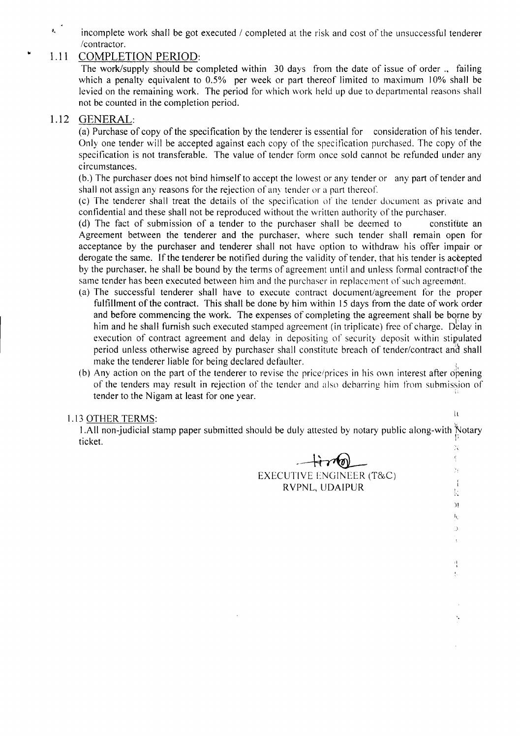incomplete work shall be got executed / completed at the risk and cost of the unsuccessful tenderer /contractor.

## 1.11 COMPLETION PERIOD:

The work/supply should be completed within 30 days from the date of issue of order ., failing which a penalty equivalent to 0.5% per week or part thereof limited to maximum 10% shall be levied on the remaining work. The period for which work held up due to departmental reasons shall not be counted in the completion period.

## 1.12 GENERAL:

(a) Purchase of copy of the specification by the tenderer is essential for consideration of his tender. Only one tender will be accepted against each copy of the specification purchased. The copy of the specification is not transferable. The value of tender form once sold cannot be refunded under any circumstances.

(b.) The purchaser does not bind himself to accept the lowest or any tender or any part of tender and shall not assign any reasons for the rejection of any tender or a part thereof.

(c) The tenderer shall treat the details of the specification of the tender document as private and confidential and these shall not be reproduced without the written authority of the purchaser.

(d) The fact of submission of a tender to the purchaser shall be deemed to constitute an Agreement between the tenderer and the purchaser, where such tender shall remain open for acceptance by the purchaser and tenderer shall not have option to withdraw his offer impair or derogate the same. If the tenderer be notified during the validity of tender, that his tender is accepted by the purchaser, he shall be bound by the terms of agreement until and unless formal contract of the same tender has been executed between him and the purchaser in replacement of such agreement.

(a) The successful tenderer shall have to execute contract document/agreement for the proper fulfillment of the contract. This shall be done by him within 15 days from the date of work order and before commencing the work. The expenses of completing the agreement shall be borne by him and he shall furnish such executed stamped agreement (in triplicate) free of charge. Delay in execution of contract agreement and delay in depositing of security deposit within stipulated period unless otherwise agreed by purchaser shall constitute breach of tender/contract and shall make the tenderer liable for being declared defaulter.

(b) Any action on the part of the tenderer to revise the price/prices in his own interest after opening of the tenders may result in rejection of the tender and also debarring him from submission of tender to the Nigam at least for one year.

## 1.13 OTHER TERMS:

1.All non-judicial stamp paper submitted should be duly attested by notary public along-with Notary ticket.

EXECUTIVE ENGINEER (T&C)
RVPNL, UDAIPUR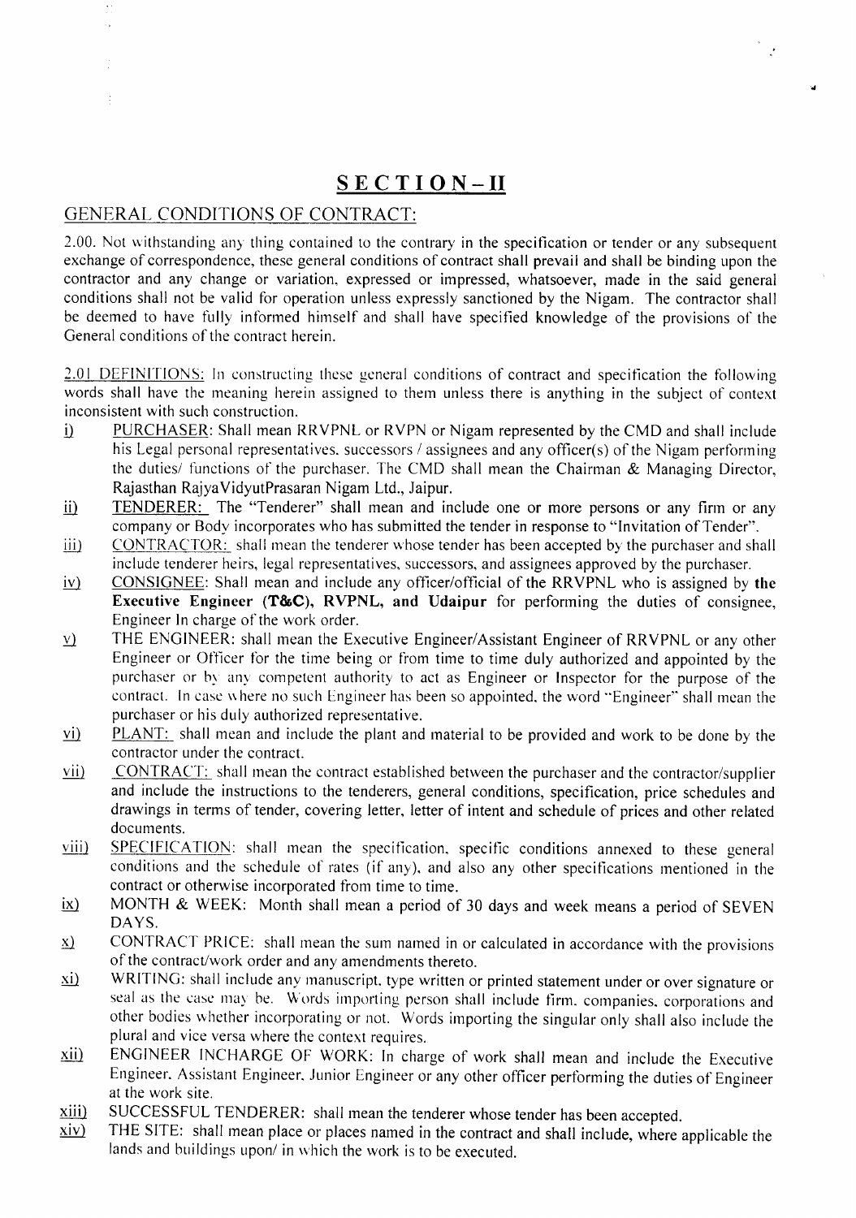# SECTION – II

## GENERAL CONDITIONS OF CONTRACT:

2.00. Not withstanding any thing contained to the contrary in the specification or tender or any subsequent exchange of correspondence, these general conditions of contract shall prevail and shall be binding upon the contractor and any change or variation, expressed or impressed, whatsoever, made in the said general conditions shall not be valid for operation unless expressly sanctioned by the Nigam. The contractor shall be deemed to have fully informed himself and shall have specified knowledge of the provisions of the General conditions of the contract herein.

2.01 DEFINITIONS: In constructing these general conditions of contract and specification the following words shall have the meaning herein assigned to them unless there is anything in the subject of context inconsistent with such construction.

i) PURCHASER: Shall mean RRVPNL or RVPN or Nigam represented by the CMD and shall include his Legal personal representatives, successors / assignees and any officer(s) of the Nigam performing the duties/ functions of the purchaser. The CMD shall mean the Chairman & Managing Director, Rajasthan RajyaVidyutPrasaran Nigam Ltd., Jaipur.

ii) TENDERER: The "Tenderer" shall mean and include one or more persons or any firm or any company or Body incorporates who has submitted the tender in response to "Invitation of Tender".

iii) CONTRACTOR: shall mean the tenderer whose tender has been accepted by the purchaser and shall include tenderer heirs, legal representatives, successors, and assignees approved by the purchaser.

iv) CONSIGNEE: Shall mean and include any officer/official of the RRVPNL who is assigned by **the Executive Engineer (T&C), RVPNL, and Udaipur** for performing the duties of consignee, Engineer In charge of the work order.

v) THE ENGINEER: shall mean the Executive Engineer/Assistant Engineer of RRVPNL or any other Engineer or Officer for the time being or from time to time duly authorized and appointed by the purchaser or by any competent authority to act as Engineer or Inspector for the purpose of the contract. In case where no such Engineer has been so appointed, the word "Engineer" shall mean the purchaser or his duly authorized representative.

vi) PLANT: shall mean and include the plant and material to be provided and work to be done by the contractor under the contract.

vii) CONTRACT: shall mean the contract established between the purchaser and the contractor/supplier and include the instructions to the tenderers, general conditions, specification, price schedules and drawings in terms of tender, covering letter, letter of intent and schedule of prices and other related documents.

viii) SPECIFICATION: shall mean the specification, specific conditions annexed to these general conditions and the schedule of rates (if any), and also any other specifications mentioned in the contract or otherwise incorporated from time to time.

ix) MONTH & WEEK: Month shall mean a period of 30 days and week means a period of SEVEN DAYS.

x) CONTRACT PRICE: shall mean the sum named in or calculated in accordance with the provisions of the contract/work order and any amendments thereto.

xi) WRITING: shall include any manuscript, type written or printed statement under or over signature or seal as the case may be. Words importing person shall include firm, companies, corporations and other bodies whether incorporating or not. Words importing the singular only shall also include the plural and vice versa where the context requires.

xii) ENGINEER INCHARGE OF WORK: In charge of work shall mean and include the Executive Engineer, Assistant Engineer, Junior Engineer or any other officer performing the duties of Engineer at the work site.

xiii) SUCCESSFUL TENDERER: shall mean the tenderer whose tender has been accepted.

xiv) THE SITE: shall mean place or places named in the contract and shall include, where applicable the lands and buildings upon/ in which the work is to be executed.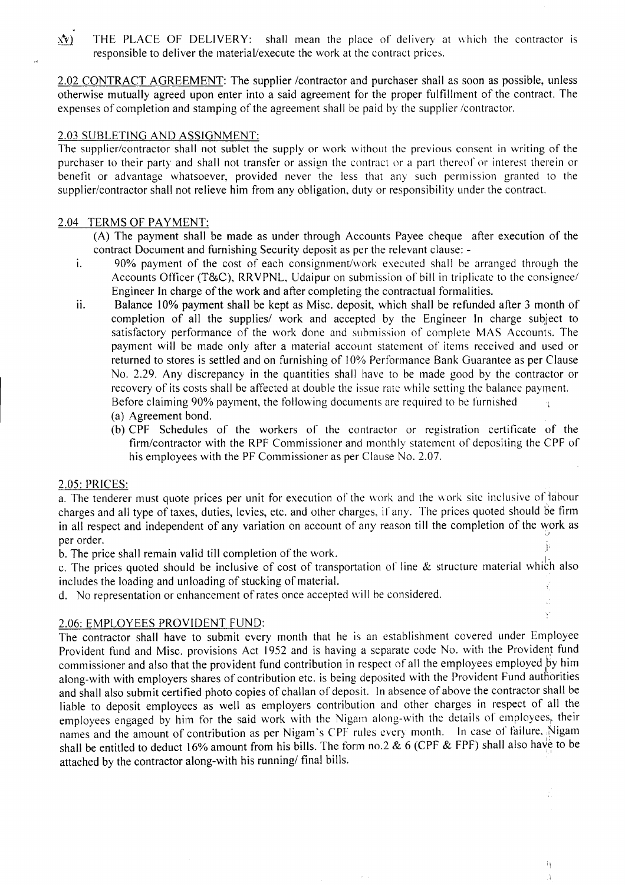xv) THE PLACE OF DELIVERY: shall mean the place of delivery at which the contractor is responsible to deliver the material/execute the work at the contract prices.

2.02 CONTRACT AGREEMENT: The supplier /contractor and purchaser shall as soon as possible, unless otherwise mutually agreed upon enter into a said agreement for the proper fulfillment of the contract. The expenses of completion and stamping of the agreement shall be paid by the supplier /contractor.

2.03 SUBLETING AND ASSIGNMENT:

The supplier/contractor shall not sublet the supply or work without the previous consent in writing of the purchaser to their party and shall not transfer or assign the contract or a part thereof or interest therein or benefit or advantage whatsoever, provided never the less that any such permission granted to the supplier/contractor shall not relieve him from any obligation, duty or responsibility under the contract.

2.04 TERMS OF PAYMENT:

(A) The payment shall be made as under through Accounts Payee cheque after execution of the contract Document and furnishing Security deposit as per the relevant clause: -

i. 90% payment of the cost of each consignment/work executed shall be arranged through the Accounts Officer (T&C), RRVPNL, Udaipur on submission of bill in triplicate to the consignee/ Engineer In charge of the work and after completing the contractual formalities.

ii. Balance 10% payment shall be kept as Misc. deposit, which shall be refunded after 3 month of completion of all the supplies/ work and accepted by the Engineer In charge subject to satisfactory performance of the work done and submission of complete MAS Accounts. The payment will be made only after a material account statement of items received and used or returned to stores is settled and on furnishing of 10% Performance Bank Guarantee as per Clause No. 2.29. Any discrepancy in the quantities shall have to be made good by the contractor or recovery of its costs shall be affected at double the issue rate while setting the balance payment. Before claiming 90% payment, the following documents are required to be furnished

(a) Agreement bond.

(b) CPF Schedules of the workers of the contractor or registration certificate of the firm/contractor with the RPF Commissioner and monthly statement of depositing the CPF of his employees with the PF Commissioner as per Clause No. 2.07.

2.05: PRICES:

a. The tenderer must quote prices per unit for execution of the work and the work site inclusive of labour charges and all type of taxes, duties, levies, etc. and other charges, if any. The prices quoted should be firm in all respect and independent of any variation on account of any reason till the completion of the work as per order.

b. The price shall remain valid till completion of the work.

c. The prices quoted should be inclusive of cost of transportation of line & structure material which also includes the loading and unloading of stucking of material.

d. No representation or enhancement of rates once accepted will be considered.

2.06: EMPLOYEES PROVIDENT FUND:

The contractor shall have to submit every month that he is an establishment covered under Employee Provident fund and Misc. provisions Act 1952 and is having a separate code No. with the Provident fund commissioner and also that the provident fund contribution in respect of all the employees employed by him along-with with employers shares of contribution etc. is being deposited with the Provident Fund authorities and shall also submit certified photo copies of challan of deposit. In absence of above the contractor shall be liable to deposit employees as well as employers contribution and other charges in respect of all the employees engaged by him for the said work with the Nigam along-with the details of employees, their names and the amount of contribution as per Nigam's CPF rules every month. In case of failure, Nigam shall be entitled to deduct 16% amount from his bills. The form no.2 & 6 (CPF & FPF) shall also have to be attached by the contractor along-with his running/ final bills.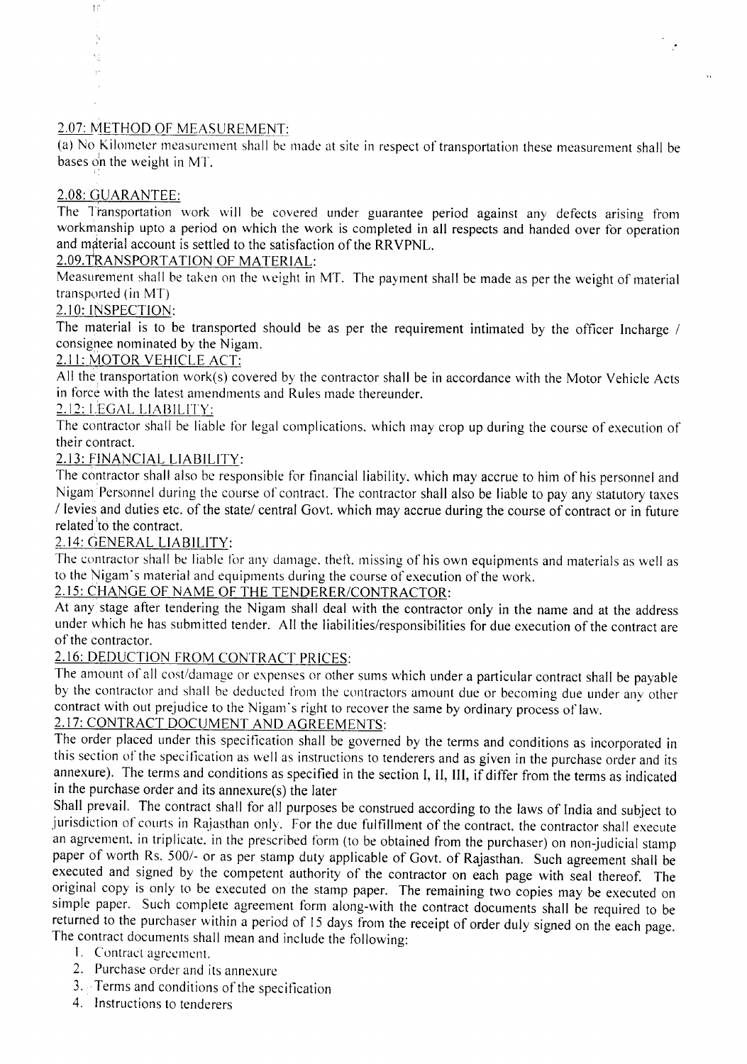## 2.07: METHOD OF MEASUREMENT:

(a) No Kilometer measurement shall be made at site in respect of transportation these measurement shall be bases on the weight in MT.

## 2.08: GUARANTEE:

The Transportation work will be covered under guarantee period against any defects arising from workmanship upto a period on which the work is completed in all respects and handed over for operation and material account is settled to the satisfaction of the RRVPNL.

## 2.09.TRANSPORTATION OF MATERIAL:

Measurement shall be taken on the weight in MT. The payment shall be made as per the weight of material transported (in MT)

## 2.10: INSPECTION:

The material is to be transported should be as per the requirement intimated by the officer Incharge / consignee nominated by the Nigam.

## 2.11: MOTOR VEHICLE ACT:

All the transportation work(s) covered by the contractor shall be in accordance with the Motor Vehicle Acts in force with the latest amendments and Rules made thereunder.

## 2.12: LEGAL LIABILITY:

The contractor shall be liable for legal complications, which may crop up during the course of execution of their contract.

## 2.13: FINANCIAL LIABILITY:

The contractor shall also be responsible for financial liability, which may accrue to him of his personnel and Nigam Personnel during the course of contract. The contractor shall also be liable to pay any statutory taxes / levies and duties etc. of the state/ central Govt. which may accrue during the course of contract or in future related to the contract.

## 2.14: GENERAL LIABILITY:

The contractor shall be liable for any damage, theft, missing of his own equipments and materials as well as to the Nigam's material and equipments during the course of execution of the work.

## 2.15: CHANGE OF NAME OF THE TENDERER/CONTRACTOR:

At any stage after tendering the Nigam shall deal with the contractor only in the name and at the address under which he has submitted tender. All the liabilities/responsibilities for due execution of the contract are of the contractor.

## 2.16: DEDUCTION FROM CONTRACT PRICES:

The amount of all cost/damage or expenses or other sums which under a particular contract shall be payable by the contractor and shall be deducted from the contractors amount due or becoming due under any other contract with out prejudice to the Nigam's right to recover the same by ordinary process of law.

## 2.17: CONTRACT DOCUMENT AND AGREEMENTS:

The order placed under this specification shall be governed by the terms and conditions as incorporated in this section of the specification as well as instructions to tenderers and as given in the purchase order and its annexure). The terms and conditions as specified in the section I, II, III, if differ from the terms as indicated in the purchase order and its annexure(s) the later

Shall prevail. The contract shall for all purposes be construed according to the laws of India and subject to jurisdiction of courts in Rajasthan only. For the due fulfillment of the contract, the contractor shall execute an agreement, in triplicate, in the prescribed form (to be obtained from the purchaser) on non-judicial stamp paper of worth Rs. 500/- or as per stamp duty applicable of Govt. of Rajasthan. Such agreement shall be executed and signed by the competent authority of the contractor on each page with seal thereof. The original copy is only to be executed on the stamp paper. The remaining two copies may be executed on simple paper. Such complete agreement form along-with the contract documents shall be required to be returned to the purchaser within a period of 15 days from the receipt of order duly signed on the each page. The contract documents shall mean and include the following:

1. Contract agreement.
2. Purchase order and its annexure
3. Terms and conditions of the specification
4. Instructions to tenderers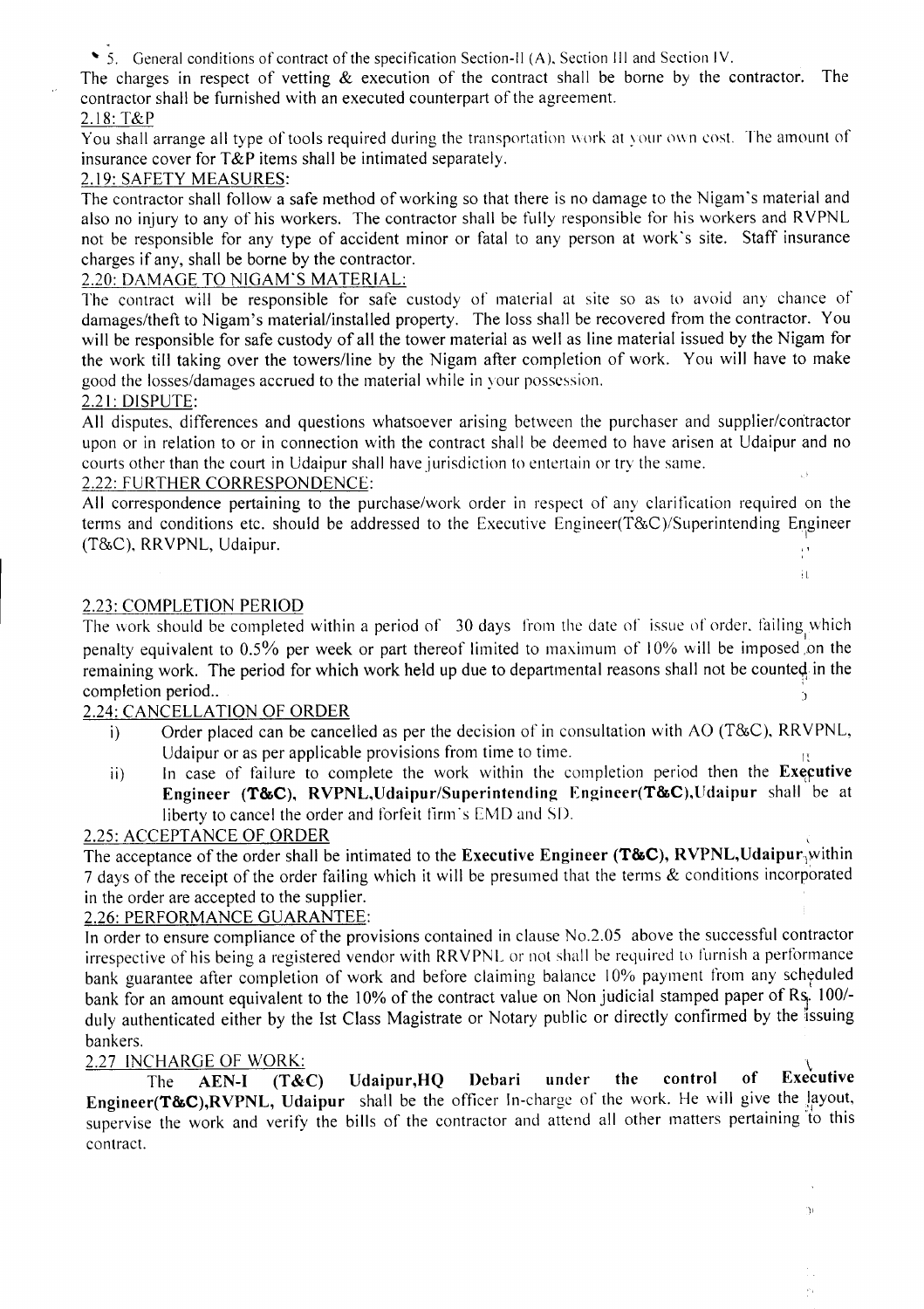5. General conditions of contract of the specification Section-II (A), Section III and Section IV.

The charges in respect of vetting & execution of the contract shall be borne by the contractor. The contractor shall be furnished with an executed counterpart of the agreement.

2.18: T&P

You shall arrange all type of tools required during the transportation work at your own cost. The amount of insurance cover for T&P items shall be intimated separately.

2.19: SAFETY MEASURES:

The contractor shall follow a safe method of working so that there is no damage to the Nigam's material and also no injury to any of his workers. The contractor shall be fully responsible for his workers and RVPNL not be responsible for any type of accident minor or fatal to any person at work's site. Staff insurance charges if any, shall be borne by the contractor.

2.20: DAMAGE TO NIGAM'S MATERIAL:

The contract will be responsible for safe custody of material at site so as to avoid any chance of damages/theft to Nigam's material/installed property. The loss shall be recovered from the contractor. You will be responsible for safe custody of all the tower material as well as line material issued by the Nigam for the work till taking over the towers/line by the Nigam after completion of work. You will have to make good the losses/damages accrued to the material while in your possession.

2.21: DISPUTE:

All disputes, differences and questions whatsoever arising between the purchaser and supplier/contractor upon or in relation to or in connection with the contract shall be deemed to have arisen at Udaipur and no courts other than the court in Udaipur shall have jurisdiction to entertain or try the same.

2.22: FURTHER CORRESPONDENCE:

All correspondence pertaining to the purchase/work order in respect of any clarification required on the terms and conditions etc. should be addressed to the Executive Engineer(T&C)/Superintending Engineer (T&C), RRVPNL, Udaipur.

2.23: COMPLETION PERIOD

The work should be completed within a period of 30 days from the date of issue of order, failing which penalty equivalent to 0.5% per week or part thereof limited to maximum of 10% will be imposed on the remaining work. The period for which work held up due to departmental reasons shall not be counted in the completion period..

2.24: CANCELLATION OF ORDER

i) Order placed can be cancelled as per the decision of in consultation with AO (T&C), RRVPNL, Udaipur or as per applicable provisions from time to time.

ii) In case of failure to complete the work within the completion period then the **Executive Engineer (T&C), RVPNL,Udaipur/Superintending Engineer(T&C),Udaipur** shall be at liberty to cancel the order and forfeit firm's EMD and SD.

2.25: ACCEPTANCE OF ORDER

The acceptance of the order shall be intimated to the **Executive Engineer (T&C), RVPNL,Udaipur** within 7 days of the receipt of the order failing which it will be presumed that the terms & conditions incorporated in the order are accepted to the supplier.

2.26: PERFORMANCE GUARANTEE:

In order to ensure compliance of the provisions contained in clause No.2.05 above the successful contractor irrespective of his being a registered vendor with RRVPNL or not shall be required to furnish a performance bank guarantee after completion of work and before claiming balance 10% payment from any scheduled bank for an amount equivalent to the 10% of the contract value on Non judicial stamped paper of Rs. 100/- duly authenticated either by the Ist Class Magistrate or Notary public or directly confirmed by the issuing bankers.

2.27 INCHARGE OF WORK:

The **AEN-I (T&C) Udaipur,HQ Debari under the control of Executive Engineer(T&C),RVPNL, Udaipur** shall be the officer In-charge of the work. He will give the layout, supervise the work and verify the bills of the contractor and attend all other matters pertaining to this contract.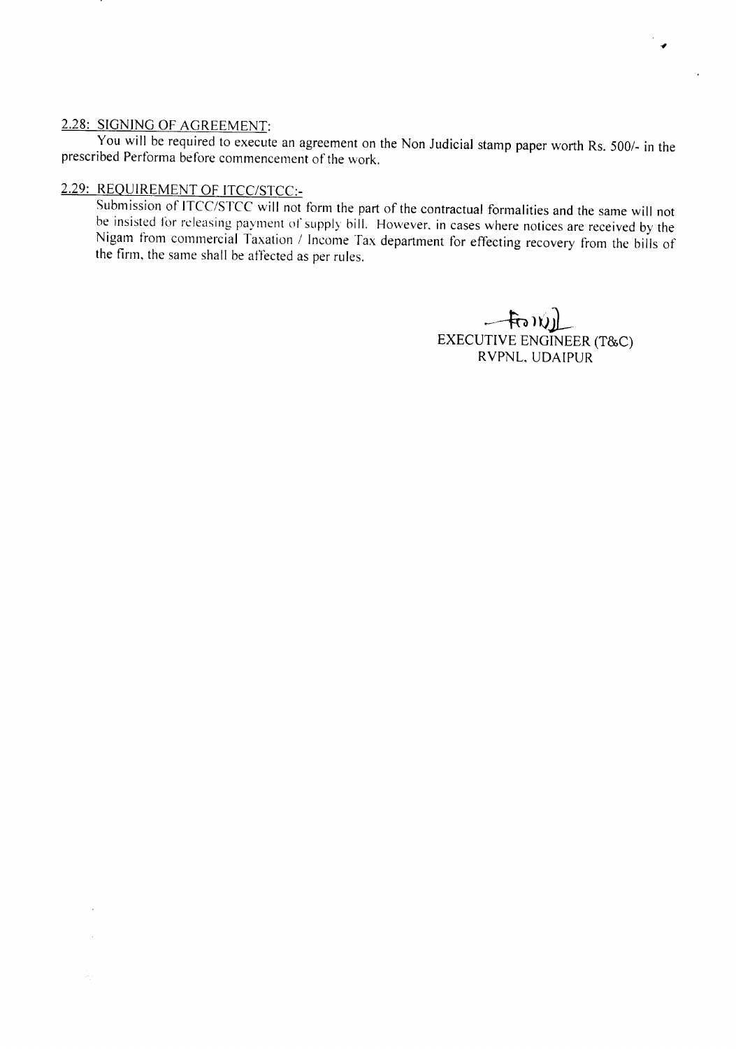**2.28: SIGNING OF AGREEMENT:**

You will be required to execute an agreement on the Non Judicial stamp paper worth Rs. 500/- in the prescribed Performa before commencement of the work.

**2.29: REQUIREMENT OF ITCC/STCC:-**

Submission of ITCC/STCC will not form the part of the contractual formalities and the same will not be insisted for releasing payment of supply bill. However, in cases where notices are received by the Nigam from commercial Taxation / Income Tax department for effecting recovery from the bills of the firm, the same shall be affected as per rules.

EXECUTIVE ENGINEER (T&C)
RVPNL, UDAIPUR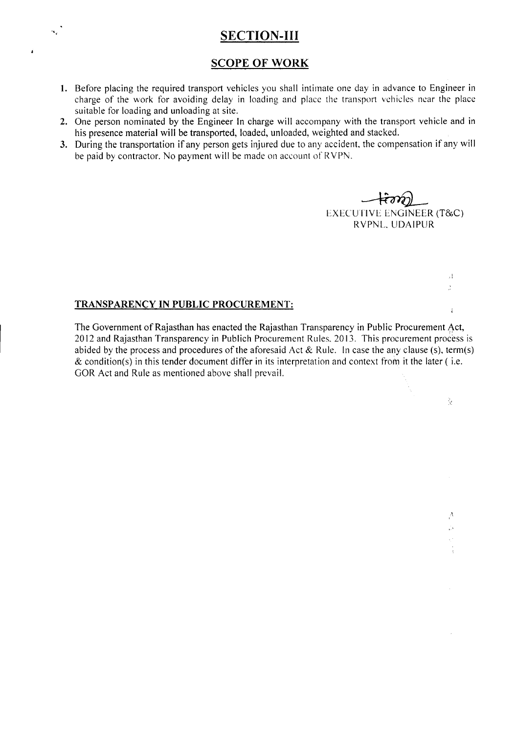# SECTION-III

## SCOPE OF WORK

1. Before placing the required transport vehicles you shall intimate one day in advance to Engineer in charge of the work for avoiding delay in loading and place the transport vehicles near the place suitable for loading and unloading at site.
2. One person nominated by the Engineer In charge will accompany with the transport vehicle and in his presence material will be transported, loaded, unloaded, weighted and stacked.
3. During the transportation if any person gets injured due to any accident, the compensation if any will be paid by contractor. No payment will be made on account of RVPN.

EXECUTIVE ENGINEER (T&C)
RVPNL, UDAIPUR

**TRANSPARENCY IN PUBLIC PROCUREMENT:**

The Government of Rajasthan has enacted the Rajasthan Transparency in Public Procurement Act, 2012 and Rajasthan Transparency in Publich Procurement Rules. 2013. This procurement process is abided by the process and procedures of the aforesaid Act & Rule. In case the any clause (s), term(s) & condition(s) in this tender document differ in its interpretation and context from it the later ( i.e. GOR Act and Rule as mentioned above shall prevail.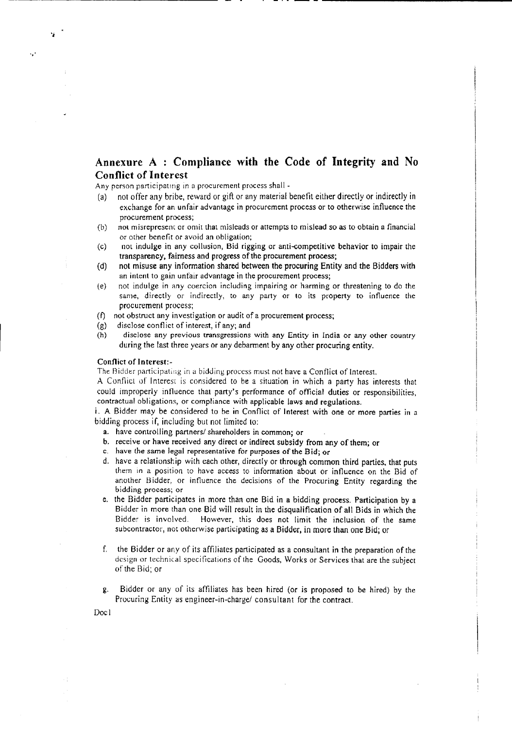## Annexure A : Compliance with the Code of Integrity and No Conflict of Interest

Any person participating in a procurement process shall -

(a) not offer any bribe, reward or gift or any material benefit either directly or indirectly in exchange for an unfair advantage in procurement process or to otherwise influence the procurement process;

(b) not misrepresent or omit that misleads or attempts to mislead so as to obtain a financial or other benefit or avoid an obligation;

(c) not indulge in any collusion, Bid rigging or anti-competitive behavior to impair the transparency, fairness and progress of the procurement process;

(d) not misuse any information shared between the procuring Entity and the Bidders with an intent to gain unfair advantage in the procurement process;

(e) not indulge in any coercion including impairing or harming or threatening to do the same, directly or indirectly, to any party or to its property to influence the procurement process;

(f) not obstruct any investigation or audit of a procurement process;

(g) disclose conflict of interest, if any; and

(h) disclose any previous transgressions with any Entity in India or any other country during the last three years or any debarment by any other procuring entity.

**Conflict of Interest:-**

The Bidder participating in a bidding process must not have a Conflict of Interest.

A Conflict of Interest is considered to be a situation in which a party has interests that could improperly influence that party's performance of official duties or responsibilities, contractual obligations, or compliance with applicable laws and regulations.

i. A Bidder may be considered to be in Conflict of Interest with one or more parties in a bidding process if, including but not limited to:

a. have controlling partners/ shareholders in common; or

b. receive or have received any direct or indirect subsidy from any of them; or

c. have the same legal representative for purposes of the Bid; or

d. have a relationship with each other, directly or through common third parties, that puts them in a position to have access to information about or influence on the Bid of another Bidder, or influence the decisions of the Procuring Entity regarding the bidding process; or

e. the Bidder participates in more than one Bid in a bidding process. Participation by a Bidder in more than one Bid will result in the disqualification of all Bids in which the Bidder is involved. However, this does not limit the inclusion of the same subcontractor, not otherwise participating as a Bidder, in more than one Bid; or

f. the Bidder or any of its affiliates participated as a consultant in the preparation of the design or technical specifications of the Goods, Works or Services that are the subject of the Bid; or

g. Bidder or any of its affiliates has been hired (or is proposed to be hired) by the Procuring Entity as engineer-in-charge/ consultant for the contract.

Doc1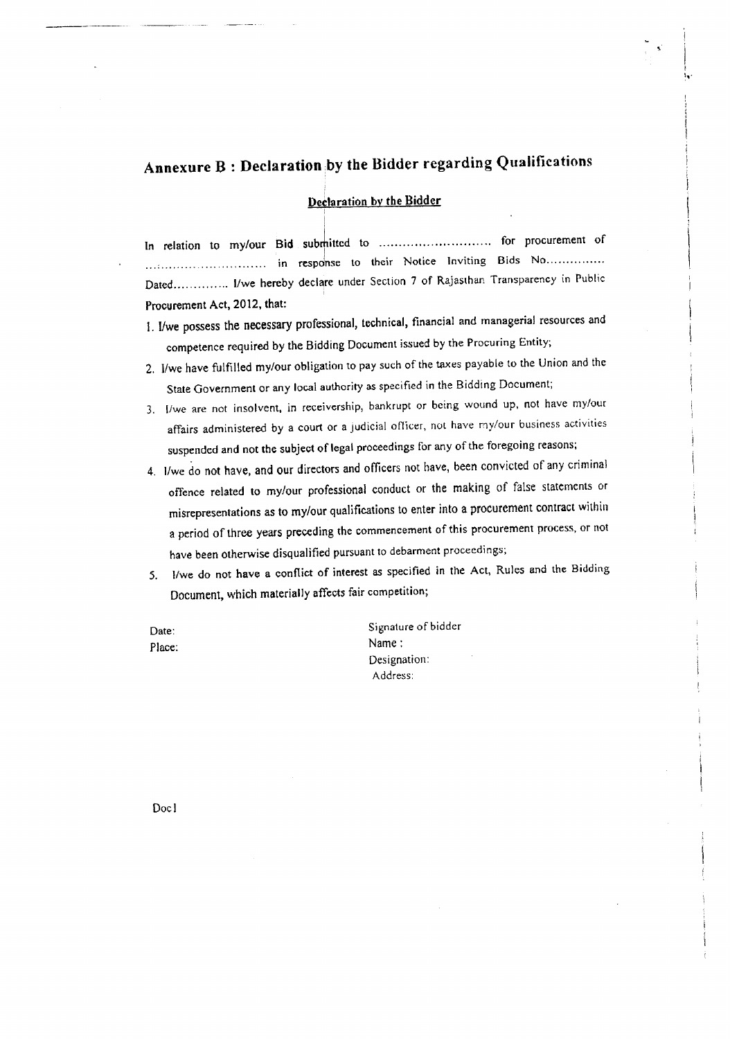## Annexure B : Declaration by the Bidder regarding Qualifications

**Declaration by the Bidder**

In relation to my/our Bid submitted to .......................... for procurement of .......................... in response to their Notice Inviting Bids No.............. Dated............. I/we hereby declare under Section 7 of Rajasthan Transparency in Public Procurement Act, 2012, that:

1. I/we possess the necessary professional, technical, financial and managerial resources and competence required by the Bidding Document issued by the Procuring Entity;
2. I/we have fulfilled my/our obligation to pay such of the taxes payable to the Union and the State Government or any local authority as specified in the Bidding Document;
3. I/we are not insolvent, in receivership, bankrupt or being wound up, not have my/our affairs administered by a court or a judicial officer, not have my/our business activities suspended and not the subject of legal proceedings for any of the foregoing reasons;
4. I/we do not have, and our directors and officers not have, been convicted of any criminal offence related to my/our professional conduct or the making of false statements or misrepresentations as to my/our qualifications to enter into a procurement contract within a period of three years preceding the commencement of this procurement process, or not have been otherwise disqualified pursuant to debarment proceedings;
5. I/we do not have a conflict of interest as specified in the Act, Rules and the Bidding Document, which materially affects fair competition;

Date:
Place:

Signature of bidder
Name :
Designation:
Address:

Doc1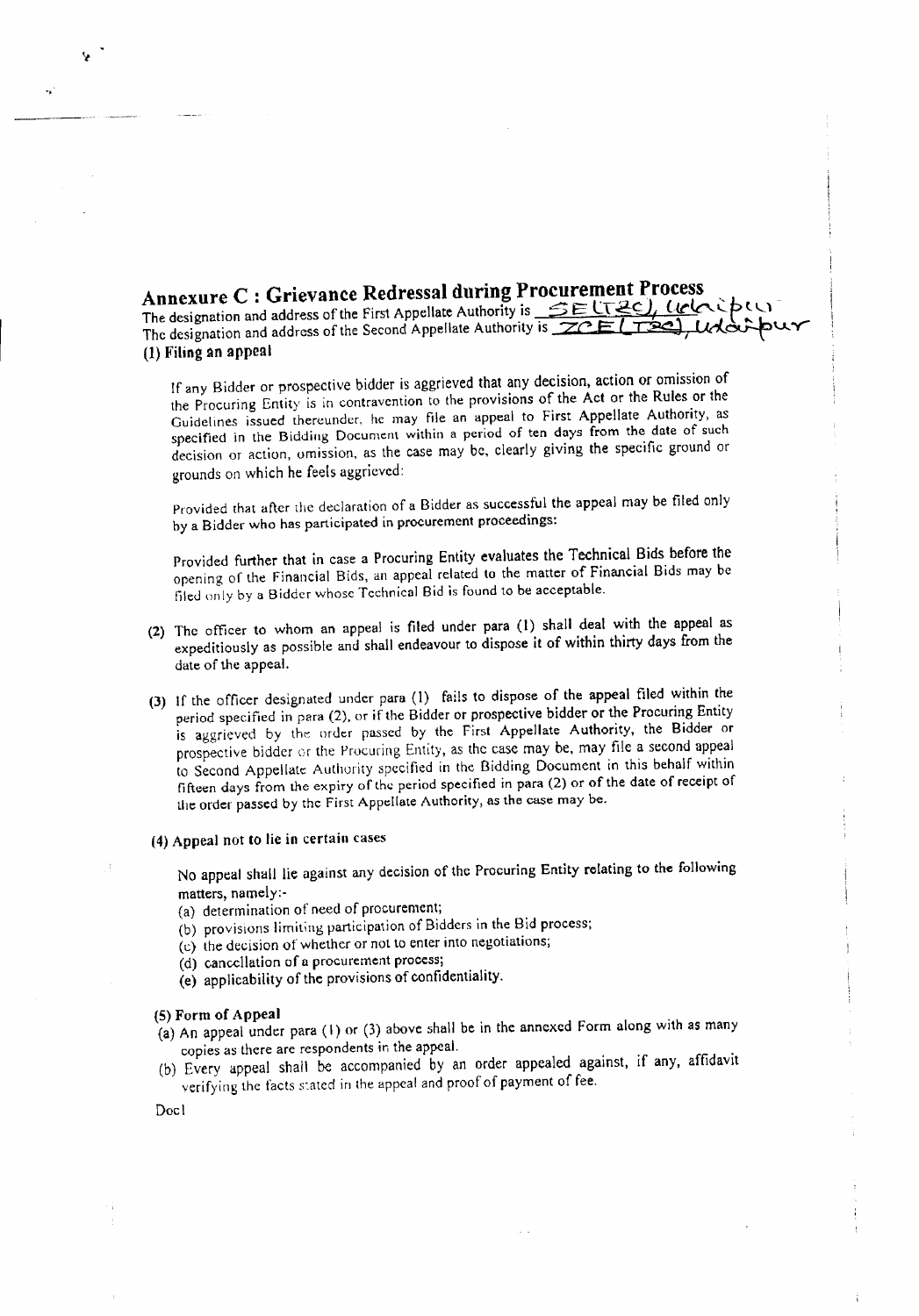## Annexure C : Grievance Redressal during Procurement Process

The designation and address of the First Appellate Authority is SE(T&C), Udaipur

The designation and address of the Second Appellate Authority is ZCE(T&C), Udaipur

### (1) Filing an appeal

If any Bidder or prospective bidder is aggrieved that any decision, action or omission of the Procuring Entity is in contravention to the provisions of the Act or the Rules or the Guidelines issued thereunder, he may file an appeal to First Appellate Authority, as specified in the Bidding Document within a period of ten days from the date of such decision or action, omission, as the case may be, clearly giving the specific ground or grounds on which he feels aggrieved:

Provided that after the declaration of a Bidder as successful the appeal may be filed only by a Bidder who has participated in procurement proceedings:

Provided further that in case a Procuring Entity evaluates the Technical Bids before the opening of the Financial Bids, an appeal related to the matter of Financial Bids may be filed only by a Bidder whose Technical Bid is found to be acceptable.

(2) The officer to whom an appeal is filed under para (1) shall deal with the appeal as expeditiously as possible and shall endeavour to dispose it of within thirty days from the date of the appeal.

(3) If the officer designated under para (1) fails to dispose of the appeal filed within the period specified in para (2), or if the Bidder or prospective bidder or the Procuring Entity is aggrieved by the order passed by the First Appellate Authority, the Bidder or prospective bidder or the Procuring Entity, as the case may be, may file a second appeal to Second Appellate Authority specified in the Bidding Document in this behalf within fifteen days from the expiry of the period specified in para (2) or of the date of receipt of the order passed by the First Appellate Authority, as the case may be.

### (4) Appeal not to lie in certain cases

No appeal shall lie against any decision of the Procuring Entity relating to the following matters, namely:-

(a) determination of need of procurement;
(b) provisions limiting participation of Bidders in the Bid process;
(c) the decision of whether or not to enter into negotiations;
(d) cancellation of a procurement process;
(e) applicability of the provisions of confidentiality.

### (5) Form of Appeal

(a) An appeal under para (1) or (3) above shall be in the annexed Form along with as many copies as there are respondents in the appeal.

(b) Every appeal shall be accompanied by an order appealed against, if any, affidavit verifying the facts stated in the appeal and proof of payment of fee.

Doc1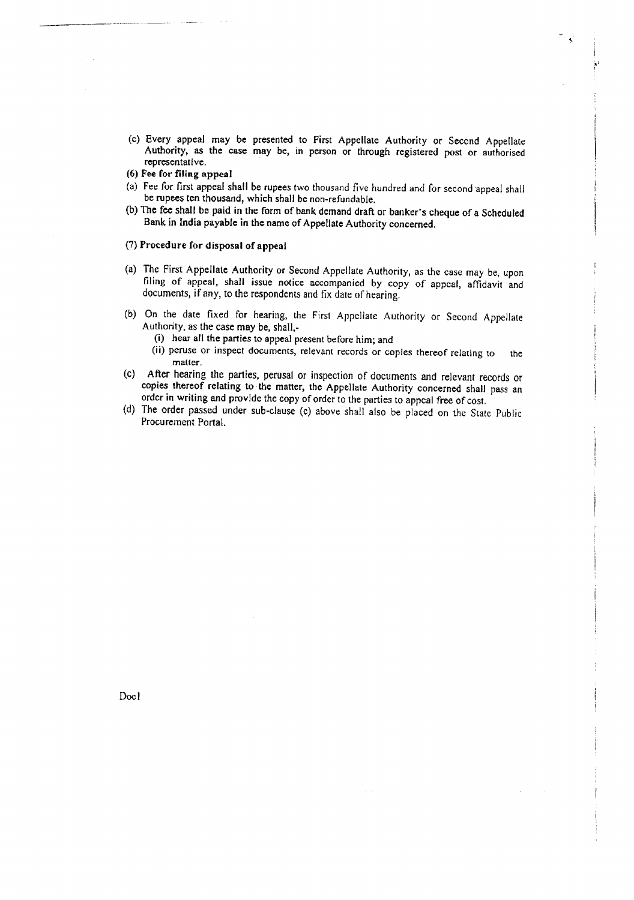(c) Every appeal may be presented to First Appellate Authority or Second Appellate Authority, as the case may be, in person or through registered post or authorised representative.

**(6) Fee for filing appeal**

(a) Fee for first appeal shall be rupees two thousand five hundred and for second appeal shall be rupees ten thousand, which shall be non-refundable.

(b) The fee shall be paid in the form of bank demand draft or banker's cheque of a Scheduled Bank in India payable in the name of Appellate Authority concerned.

**(7) Procedure for disposal of appeal**

(a) The First Appellate Authority or Second Appellate Authority, as the case may be, upon filing of appeal, shall issue notice accompanied by copy of appeal, affidavit and documents, if any, to the respondents and fix date of hearing.

(b) On the date fixed for hearing, the First Appellate Authority or Second Appellate Authority, as the case may be, shall,-

- (i) hear all the parties to appeal present before him; and
- (ii) peruse or inspect documents, relevant records or copies thereof relating to the matter.

(c) After hearing the parties, perusal or inspection of documents and relevant records or copies thereof relating to the matter, the Appellate Authority concerned shall pass an order in writing and provide the copy of order to the parties to appeal free of cost.

(d) The order passed under sub-clause (c) above shall also be placed on the State Public Procurement Portal.

Doc I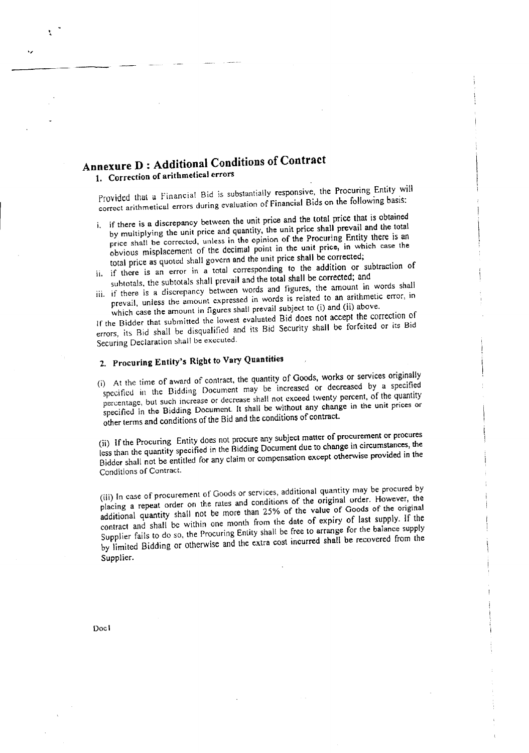# Annexure D : Additional Conditions of Contract

## 1. Correction of arithmetical errors

Provided that a Financial Bid is substantially responsive, the Procuring Entity will correct arithmetical errors during evaluation of Financial Bids on the following basis:

i. if there is a discrepancy between the unit price and the total price that is obtained by multiplying the unit price and quantity, the unit price shall prevail and the total price shall be corrected, unless in the opinion of the Procuring Entity there is an obvious misplacement of the decimal point in the unit price, in which case the total price as quoted shall govern and the unit price shall be corrected;

ii. if there is an error in a total corresponding to the addition or subtraction of subtotals, the subtotals shall prevail and the total shall be corrected; and

iii. if there is a discrepancy between words and figures, the amount in words shall prevail, unless the amount expressed in words is related to an arithmetic error, in which case the amount in figures shall prevail subject to (i) and (ii) above.

If the Bidder that submitted the lowest evaluated Bid does not accept the correction of errors, its Bid shall be disqualified and its Bid Security shall be forfeited or its Bid Securing Declaration shall be executed.

## 2. Procuring Entity's Right to Vary Quantities

(i) At the time of award of contract, the quantity of Goods, works or services originally specified in the Bidding Document may be increased or decreased by a specified percentage, but such increase or decrease shall not exceed twenty percent, of the quantity specified in the Bidding Document. It shall be without any change in the unit prices or other terms and conditions of the Bid and the conditions of contract.

(ii) If the Procuring Entity does not procure any subject matter of procurement or procures less than the quantity specified in the Bidding Document due to change in circumstances, the Bidder shall not be entitled for any claim or compensation except otherwise provided in the Conditions of Contract.

(iii) In case of procurement of Goods or services, additional quantity may be procured by placing a repeat order on the rates and conditions of the original order. However, the additional quantity shall not be more than 25% of the value of Goods of the original contract and shall be within one month from the date of expiry of last supply. If the Supplier fails to do so, the Procuring Entity shall be free to arrange for the balance supply by limited Bidding or otherwise and the extra cost incurred shall be recovered from the Supplier.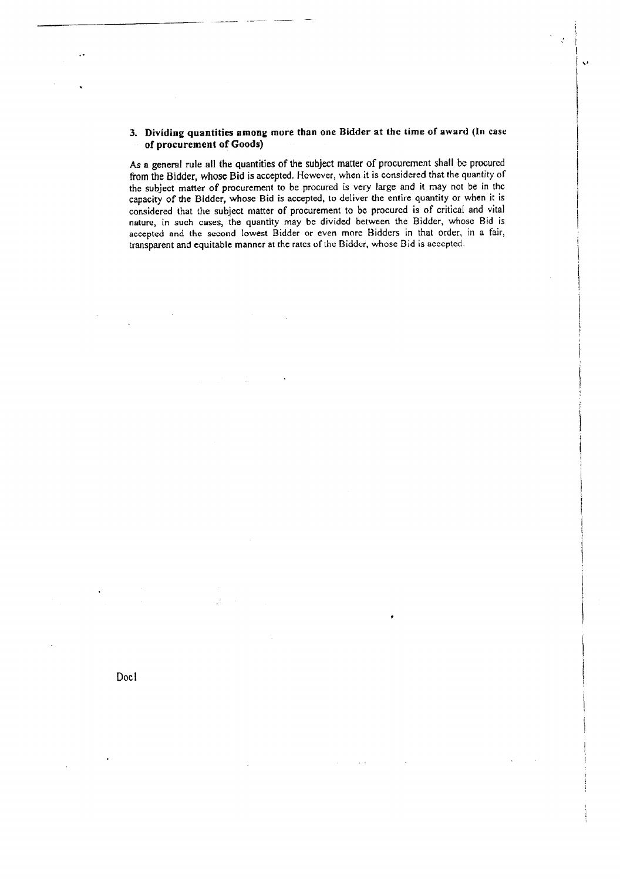### 3. Dividing quantities among more than one Bidder at the time of award (In case of procurement of Goods)

As a general rule all the quantities of the subject matter of procurement shall be procured from the Bidder, whose Bid is accepted. However, when it is considered that the quantity of the subject matter of procurement to be procured is very large and it may not be in the capacity of the Bidder, whose Bid is accepted, to deliver the entire quantity or when it is considered that the subject matter of procurement to be procured is of critical and vital nature, in such cases, the quantity may be divided between the Bidder, whose Bid is accepted and the second lowest Bidder or even more Bidders in that order, in a fair, transparent and equitable manner at the rates of the Bidder, whose Bid is accepted.

Doc1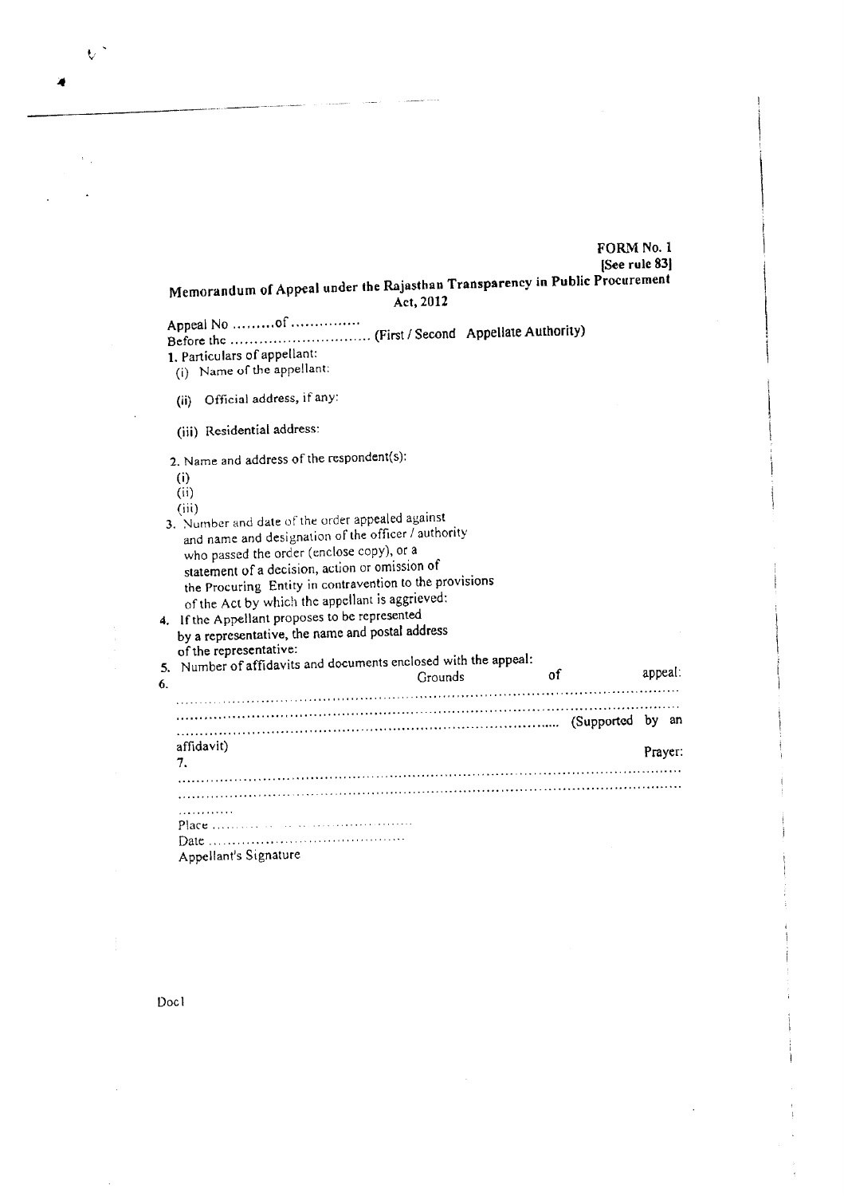FORM No. 1

[See rule 83]

# Memorandum of Appeal under the Rajasthan Transparency in Public Procurement Act, 2012

Appeal No .........of ...............

Before the .............................. (First / Second Appellate Authority)

1. Particulars of appellant:
   - (i) Name of the appellant:
   - (ii) Official address, if any:
   - (iii) Residential address:

2. Name and address of the respondent(s):
   - (i)
   - (ii)
   - (iii)

3. Number and date of the order appealed against and name and designation of the officer / authority who passed the order (enclose copy), or a statement of a decision, action or omission of the Procuring Entity in contravention to the provisions of the Act by which the appellant is aggrieved:

4. If the Appellant proposes to be represented by a representative, the name and postal address of the representative:

5. Number of affidavits and documents enclosed with the appeal:

6. Grounds of appeal:

.................................................................................................................................

.................................................................................................................................

.................................................................................................. (Supported by an affidavit)

7. Prayer:

.................................................................................................................................

.................................................................................................................................

...........

Place ...........................................

Date ...........................................

Appellant's Signature